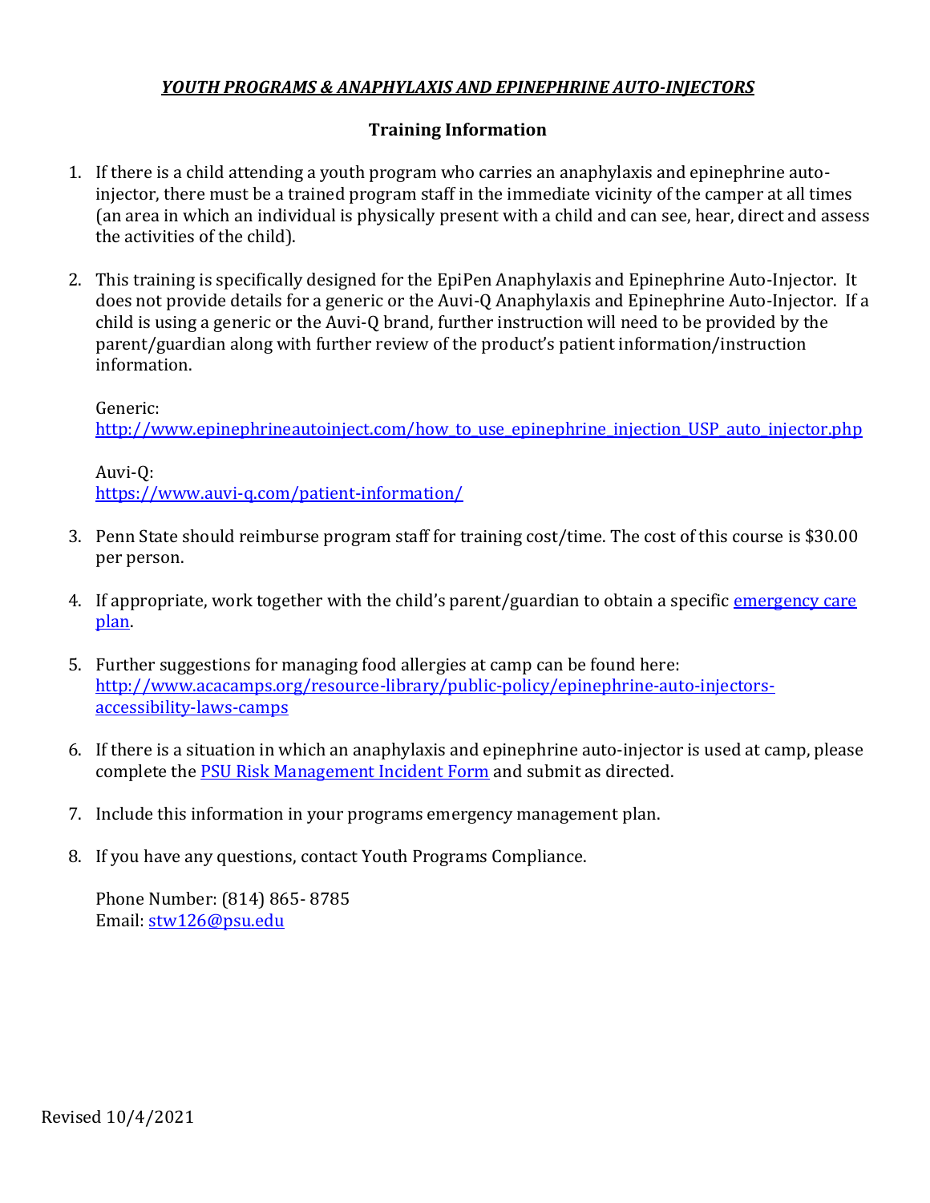# ***YOUTH PROGRAMS & ANAPHYLAXIS AND EPINEPHRINE AUTO-INJECTORS***

## Training Information

1. If there is a child attending a youth program who carries an anaphylaxis and epinephrine auto-injector, there must be a trained program staff in the immediate vicinity of the camper at all times (an area in which an individual is physically present with a child and can see, hear, direct and assess the activities of the child).

2. This training is specifically designed for the EpiPen Anaphylaxis and Epinephrine Auto-Injector. It does not provide details for a generic or the Auvi-Q Anaphylaxis and Epinephrine Auto-Injector. If a child is using a generic or the Auvi-Q brand, further instruction will need to be provided by the parent/guardian along with further review of the product's patient information/instruction information.

   Generic:
   [http://www.epinephrineautoinject.com/how_to_use_epinephrine_injection_USP_auto_injector.php](http://www.epinephrineautoinject.com/how_to_use_epinephrine_injection_USP_auto_injector.php)

   Auvi-Q:
   [https://www.auvi-q.com/patient-information/](https://www.auvi-q.com/patient-information/)

3. Penn State should reimburse program staff for training cost/time. The cost of this course is $30.00 per person.

4. If appropriate, work together with the child's parent/guardian to obtain a specific emergency care plan.

5. Further suggestions for managing food allergies at camp can be found here: [http://www.acacamps.org/resource-library/public-policy/epinephrine-auto-injectors-accessibility-laws-camps](http://www.acacamps.org/resource-library/public-policy/epinephrine-auto-injectors-accessibility-laws-camps)

6. If there is a situation in which an anaphylaxis and epinephrine auto-injector is used at camp, please complete the PSU Risk Management Incident Form and submit as directed.

7. Include this information in your programs emergency management plan.

8. If you have any questions, contact Youth Programs Compliance.

   Phone Number: (814) 865- 8785
   Email: [stw126@psu.edu](mailto:stw126@psu.edu)

Revised 10/4/2021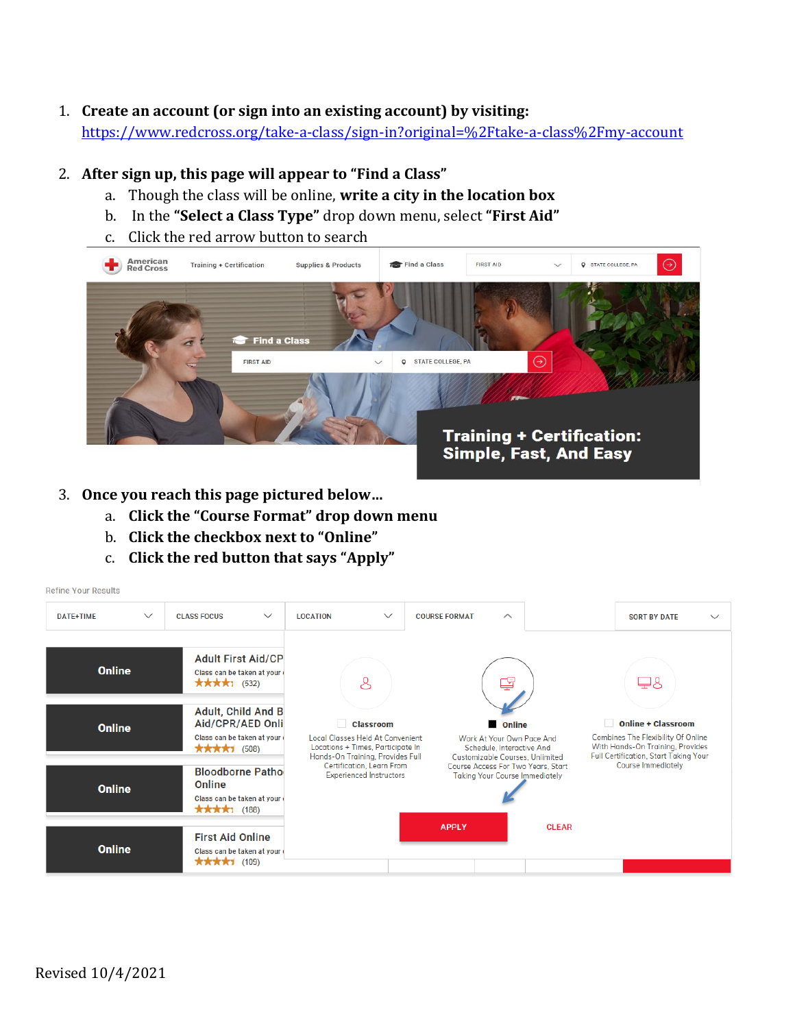1. **Create an account (or sign into an existing account) by visiting:** https://www.redcross.org/take-a-class/sign-in?original=%2Ftake-a-class%2Fmy-account

2. **After sign up, this page will appear to "Find a Class"**
   a. Though the class will be online, **write a city in the location box**
   b. In the **"Select a Class Type"** drop down menu, select **"First Aid"**
   c. Click the red arrow button to search

3. **Once you reach this page pictured below…**
   a. **Click the "Course Format" drop down menu**
   b. **Click the checkbox next to "Online"**
   c. **Click the red button that says "Apply"**

Revised 10/4/2021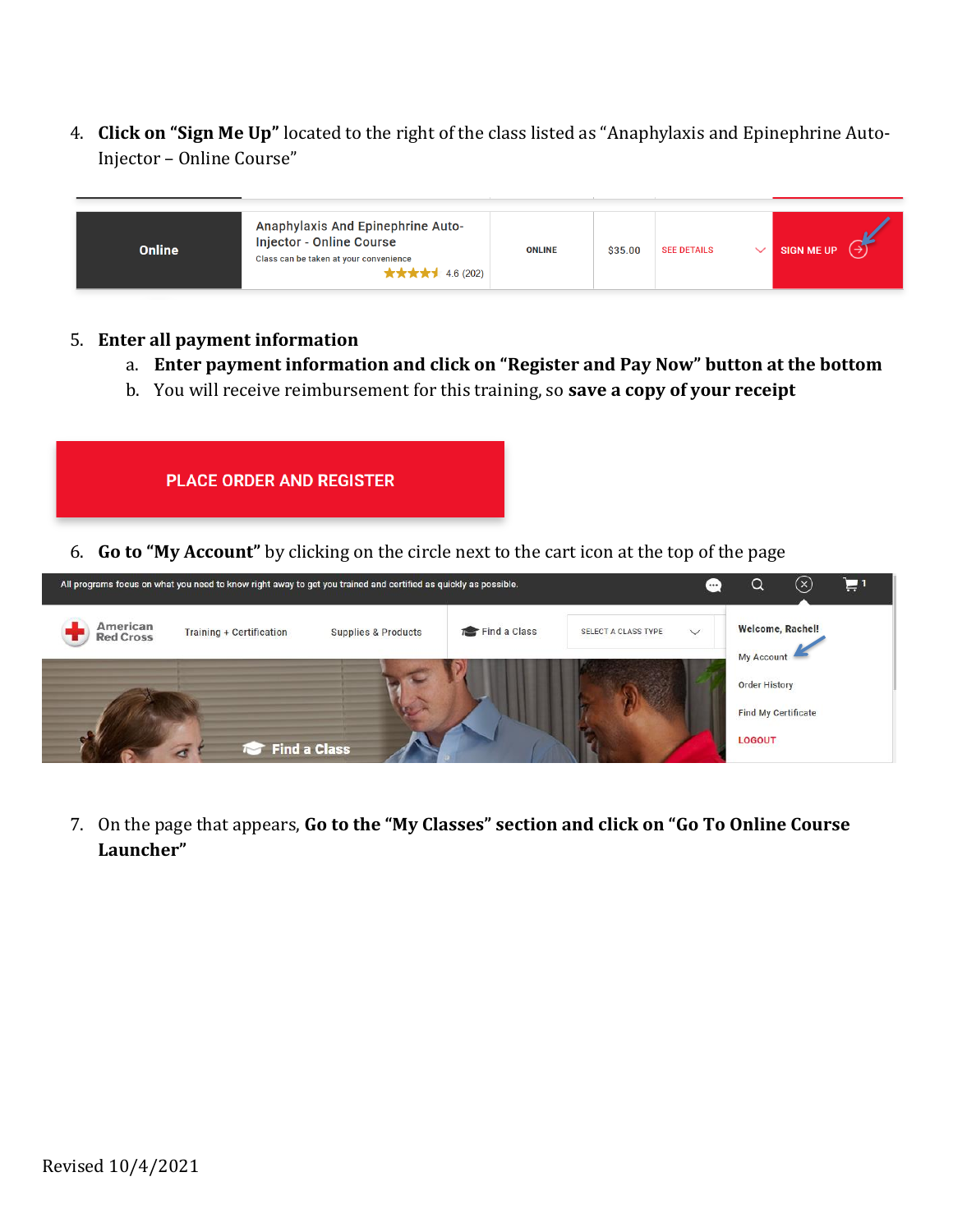4. **Click on "Sign Me Up"** located to the right of the class listed as "Anaphylaxis and Epinephrine Auto-Injector – Online Course"

| Online | Anaphylaxis And Epinephrine Auto-Injector - Online Course<br>Class can be taken at your convenience<br>4.6 (202) | ONLINE | $35.00 | SEE DETAILS | SIGN ME UP |
|---|---|---|---|---|---|

5. **Enter all payment information**
   a. **Enter payment information and click on "Register and Pay Now" button at the bottom**
   b. You will receive reimbursement for this training, so **save a copy of your receipt**

PLACE ORDER AND REGISTER

6. **Go to "My Account"** by clicking on the circle next to the cart icon at the top of the page

All programs focus on what you need to know right away to get you trained and certified as quickly as possible.

American Red Cross | Training + Certification | Supplies & Products | Find a Class | SELECT A CLASS TYPE

Welcome, Rachel!
My Account
Order History
Find My Certificate
LOGOUT

Find a Class

7. On the page that appears, **Go to the "My Classes" section and click on "Go To Online Course Launcher"**

Revised 10/4/2021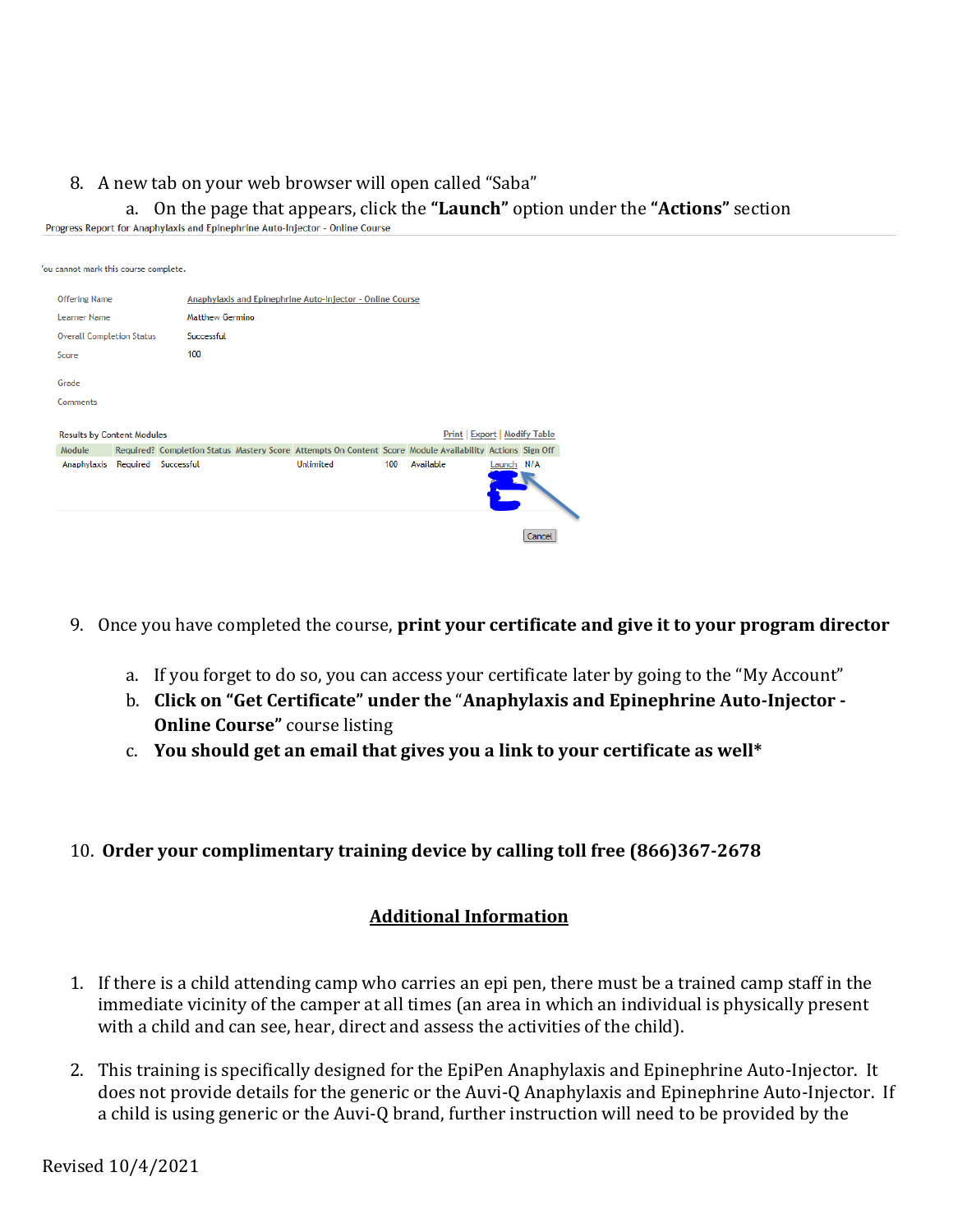8. A new tab on your web browser will open called "Saba"
    a. On the page that appears, click the **"Launch"** option under the **"Actions"** section

Progress Report for Anaphylaxis and Epinephrine Auto-Injector - Online Course

'ou cannot mark this course complete.

| | |
|---|---|
| Offering Name | Anaphylaxis and Epinephrine Auto-Injector - Online Course |
| Learner Name | Matthew Germino |
| Overall Completion Status | Successful |
| Score | 100 |
| Grade | |
| Comments | |

Results by Content Modules — Print | Export | Modify Table

| Module | Required? | Completion Status | Mastery Score | Attempts On Content | Score | Module Availability | Actions | Sign Off |
|---|---|---|---|---|---|---|---|---|
| Anaphylaxis | Required | Successful | | Unlimited | 100 | Available | Launch | N/A |

Cancel

9. Once you have completed the course, **print your certificate and give it to your program director**
    a. If you forget to do so, you can access your certificate later by going to the "My Account"
    b. **Click on "Get Certificate" under the** "**Anaphylaxis and Epinephrine Auto-Injector - Online Course"** course listing
    c. **You should get an email that gives you a link to your certificate as well***

10. **Order your complimentary training device by calling toll free (866)367-2678**

## <u>Additional Information</u>

1. If there is a child attending camp who carries an epi pen, there must be a trained camp staff in the immediate vicinity of the camper at all times (an area in which an individual is physically present with a child and can see, hear, direct and assess the activities of the child).

2. This training is specifically designed for the EpiPen Anaphylaxis and Epinephrine Auto-Injector. It does not provide details for the generic or the Auvi-Q Anaphylaxis and Epinephrine Auto-Injector. If a child is using generic or the Auvi-Q brand, further instruction will need to be provided by the

Revised 10/4/2021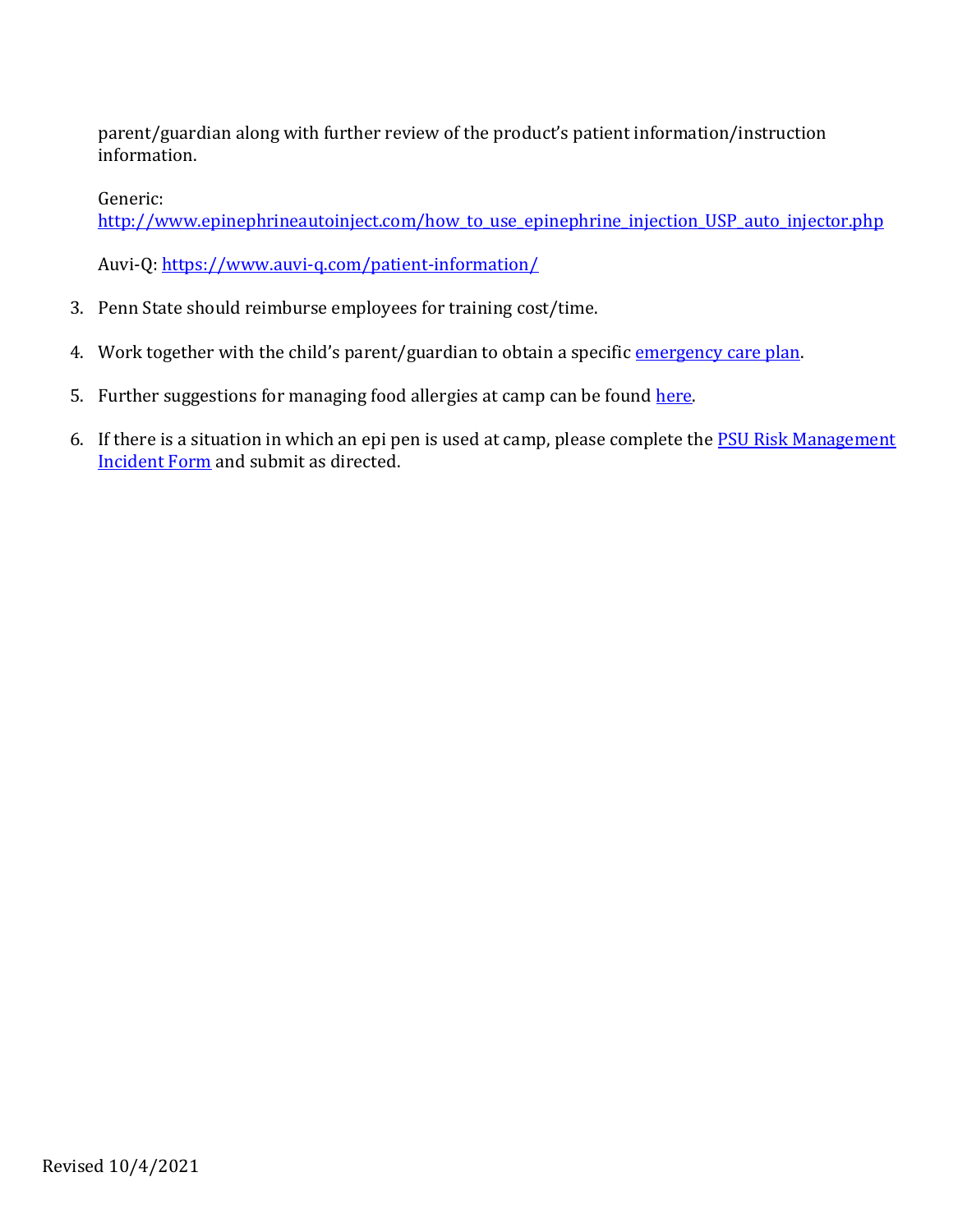parent/guardian along with further review of the product's patient information/instruction information.

Generic: http://www.epinephrineautoinject.com/how_to_use_epinephrine_injection_USP_auto_injector.php

Auvi-Q: https://www.auvi-q.com/patient-information/

3. Penn State should reimburse employees for training cost/time.

4. Work together with the child's parent/guardian to obtain a specific emergency care plan.

5. Further suggestions for managing food allergies at camp can be found here.

6. If there is a situation in which an epi pen is used at camp, please complete the PSU Risk Management Incident Form and submit as directed.

Revised 10/4/2021